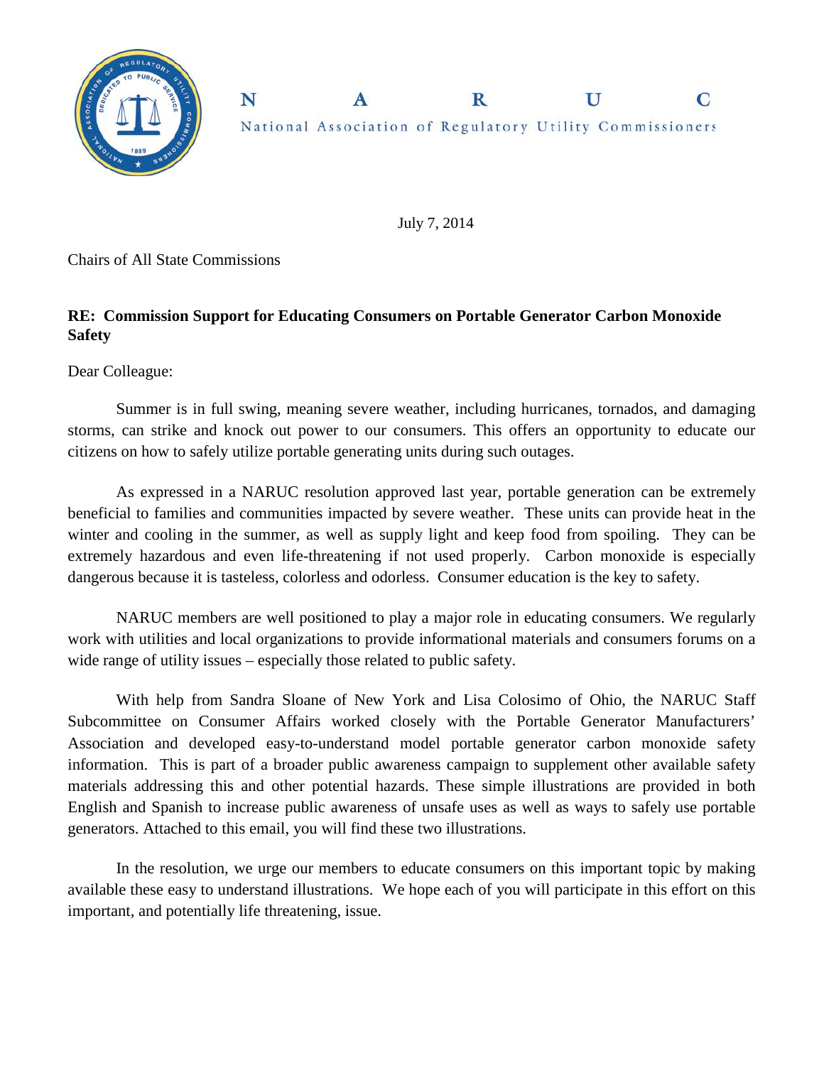**N A R U C**

National Association of Regulatory Utility Commissioners

July 7, 2014

Chairs of All State Commissions

**RE: Commission Support for Educating Consumers on Portable Generator Carbon Monoxide Safety**

Dear Colleague:

Summer is in full swing, meaning severe weather, including hurricanes, tornados, and damaging storms, can strike and knock out power to our consumers. This offers an opportunity to educate our citizens on how to safely utilize portable generating units during such outages.

As expressed in a NARUC resolution approved last year, portable generation can be extremely beneficial to families and communities impacted by severe weather. These units can provide heat in the winter and cooling in the summer, as well as supply light and keep food from spoiling. They can be extremely hazardous and even life-threatening if not used properly. Carbon monoxide is especially dangerous because it is tasteless, colorless and odorless. Consumer education is the key to safety.

NARUC members are well positioned to play a major role in educating consumers. We regularly work with utilities and local organizations to provide informational materials and consumers forums on a wide range of utility issues – especially those related to public safety.

With help from Sandra Sloane of New York and Lisa Colosimo of Ohio, the NARUC Staff Subcommittee on Consumer Affairs worked closely with the Portable Generator Manufacturers' Association and developed easy-to-understand model portable generator carbon monoxide safety information. This is part of a broader public awareness campaign to supplement other available safety materials addressing this and other potential hazards. These simple illustrations are provided in both English and Spanish to increase public awareness of unsafe uses as well as ways to safely use portable generators. Attached to this email, you will find these two illustrations.

In the resolution, we urge our members to educate consumers on this important topic by making available these easy to understand illustrations. We hope each of you will participate in this effort on this important, and potentially life threatening, issue.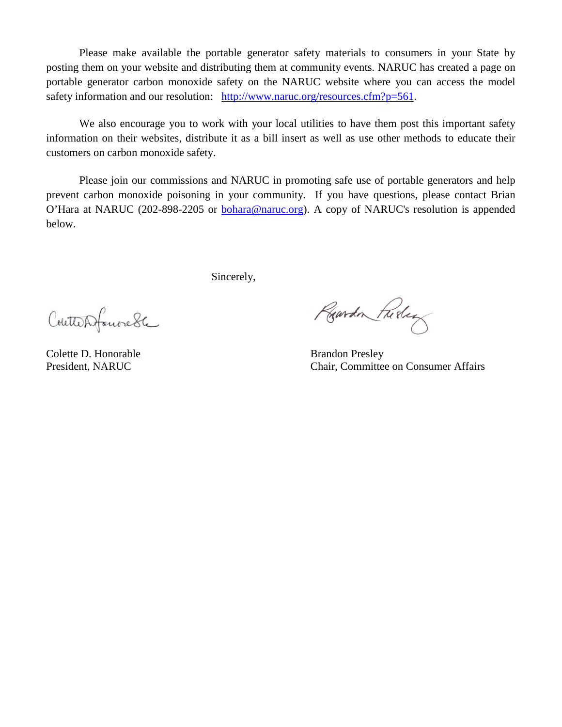Please make available the portable generator safety materials to consumers in your State by posting them on your website and distributing them at community events. NARUC has created a page on portable generator carbon monoxide safety on the NARUC website where you can access the model safety information and our resolution: [http://www.naruc.org/resources.cfm?p=561](http://www.naruc.org/resources.cfm?p=561).

We also encourage you to work with your local utilities to have them post this important safety information on their websites, distribute it as a bill insert as well as use other methods to educate their customers on carbon monoxide safety.

Please join our commissions and NARUC in promoting safe use of portable generators and help prevent carbon monoxide poisoning in your community. If you have questions, please contact Brian O'Hara at NARUC (202-898-2205 or [bohara@naruc.org](mailto:bohara@naruc.org)). A copy of NARUC's resolution is appended below.

Sincerely,

Colette D. Honorable
President, NARUC

Brandon Presley
Chair, Committee on Consumer Affairs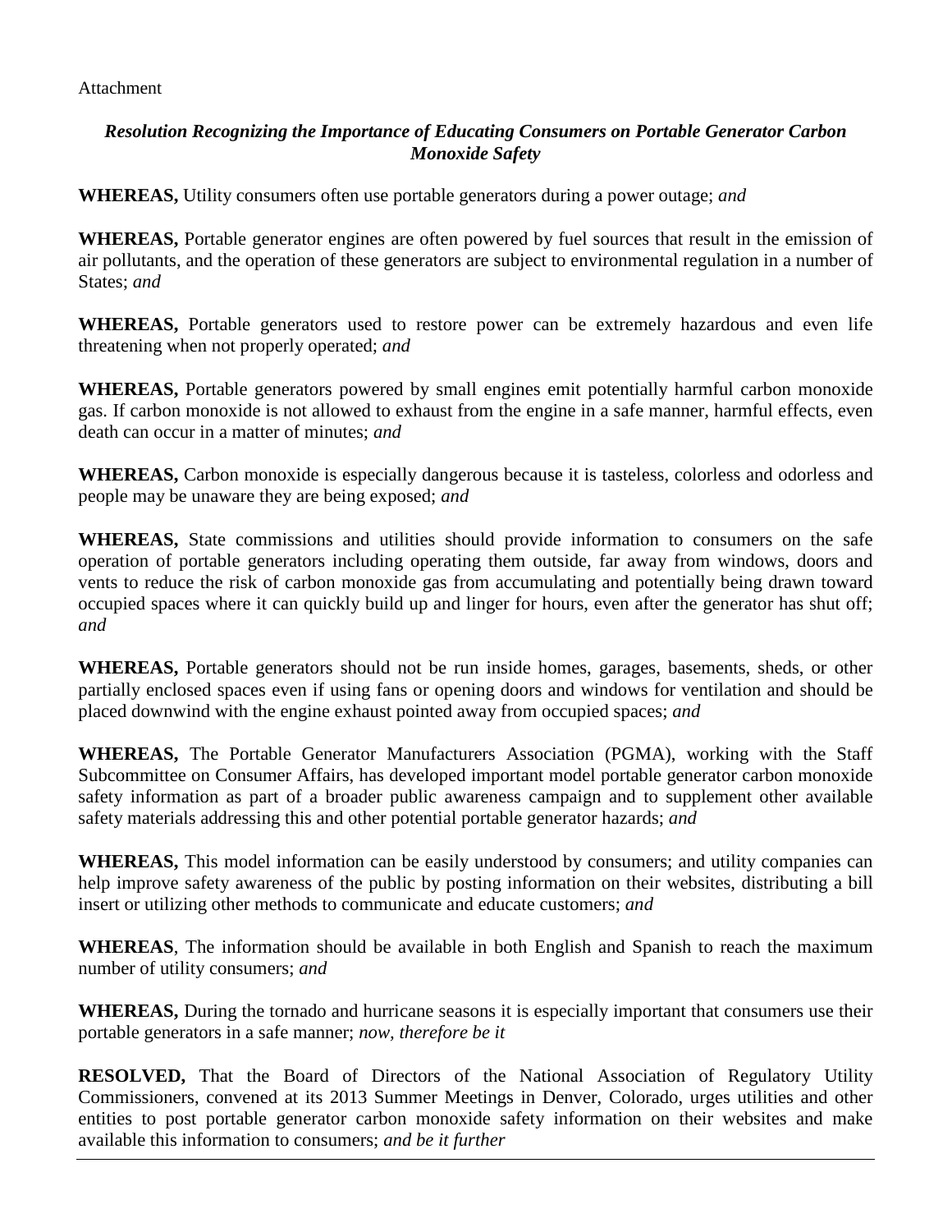Attachment

***Resolution Recognizing the Importance of Educating Consumers on Portable Generator Carbon Monoxide Safety***

**WHEREAS,** Utility consumers often use portable generators during a power outage; *and*

**WHEREAS,** Portable generator engines are often powered by fuel sources that result in the emission of air pollutants, and the operation of these generators are subject to environmental regulation in a number of States; *and*

**WHEREAS,** Portable generators used to restore power can be extremely hazardous and even life threatening when not properly operated; *and*

**WHEREAS,** Portable generators powered by small engines emit potentially harmful carbon monoxide gas. If carbon monoxide is not allowed to exhaust from the engine in a safe manner, harmful effects, even death can occur in a matter of minutes; *and*

**WHEREAS,** Carbon monoxide is especially dangerous because it is tasteless, colorless and odorless and people may be unaware they are being exposed; *and*

**WHEREAS,** State commissions and utilities should provide information to consumers on the safe operation of portable generators including operating them outside, far away from windows, doors and vents to reduce the risk of carbon monoxide gas from accumulating and potentially being drawn toward occupied spaces where it can quickly build up and linger for hours, even after the generator has shut off; *and*

**WHEREAS,** Portable generators should not be run inside homes, garages, basements, sheds, or other partially enclosed spaces even if using fans or opening doors and windows for ventilation and should be placed downwind with the engine exhaust pointed away from occupied spaces; *and*

**WHEREAS,** The Portable Generator Manufacturers Association (PGMA), working with the Staff Subcommittee on Consumer Affairs, has developed important model portable generator carbon monoxide safety information as part of a broader public awareness campaign and to supplement other available safety materials addressing this and other potential portable generator hazards; *and*

**WHEREAS,** This model information can be easily understood by consumers; and utility companies can help improve safety awareness of the public by posting information on their websites, distributing a bill insert or utilizing other methods to communicate and educate customers; *and*

**WHEREAS**, The information should be available in both English and Spanish to reach the maximum number of utility consumers; *and*

**WHEREAS,** During the tornado and hurricane seasons it is especially important that consumers use their portable generators in a safe manner; *now, therefore be it*

**RESOLVED,** That the Board of Directors of the National Association of Regulatory Utility Commissioners, convened at its 2013 Summer Meetings in Denver, Colorado, urges utilities and other entities to post portable generator carbon monoxide safety information on their websites and make available this information to consumers; *and be it further*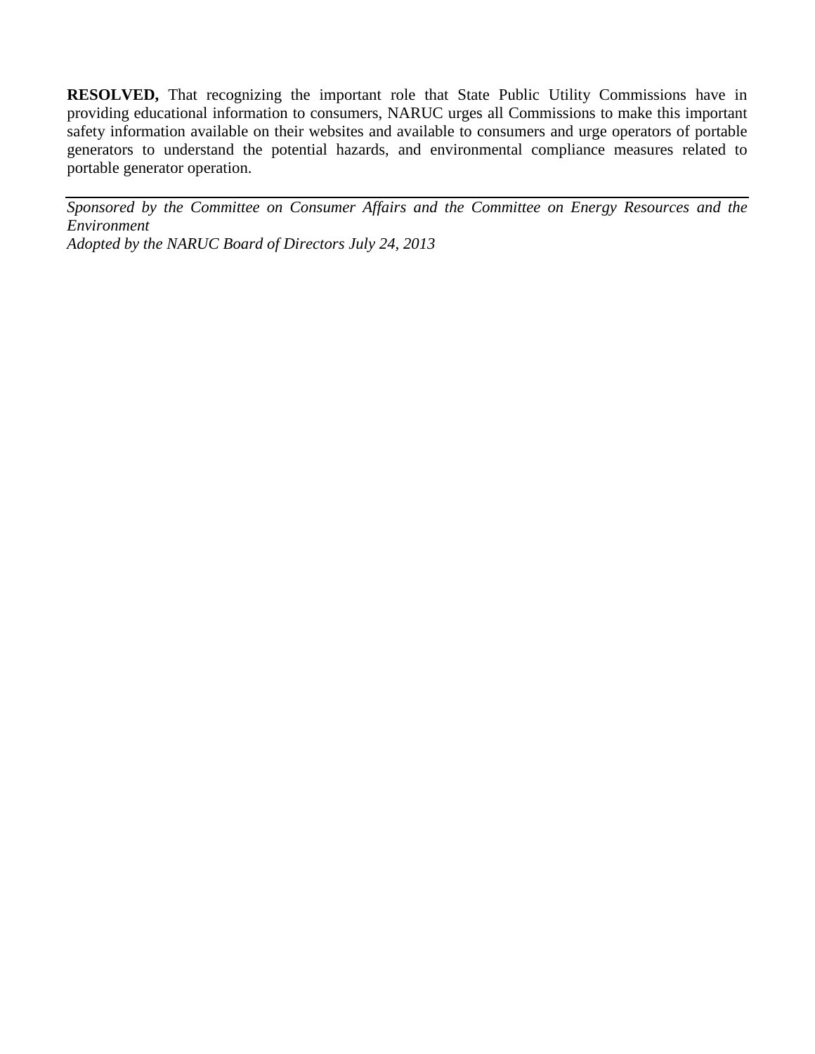**RESOLVED,** That recognizing the important role that State Public Utility Commissions have in providing educational information to consumers, NARUC urges all Commissions to make this important safety information available on their websites and available to consumers and urge operators of portable generators to understand the potential hazards, and environmental compliance measures related to portable generator operation.

---

*Sponsored by the Committee on Consumer Affairs and the Committee on Energy Resources and the Environment*
*Adopted by the NARUC Board of Directors July 24, 2013*